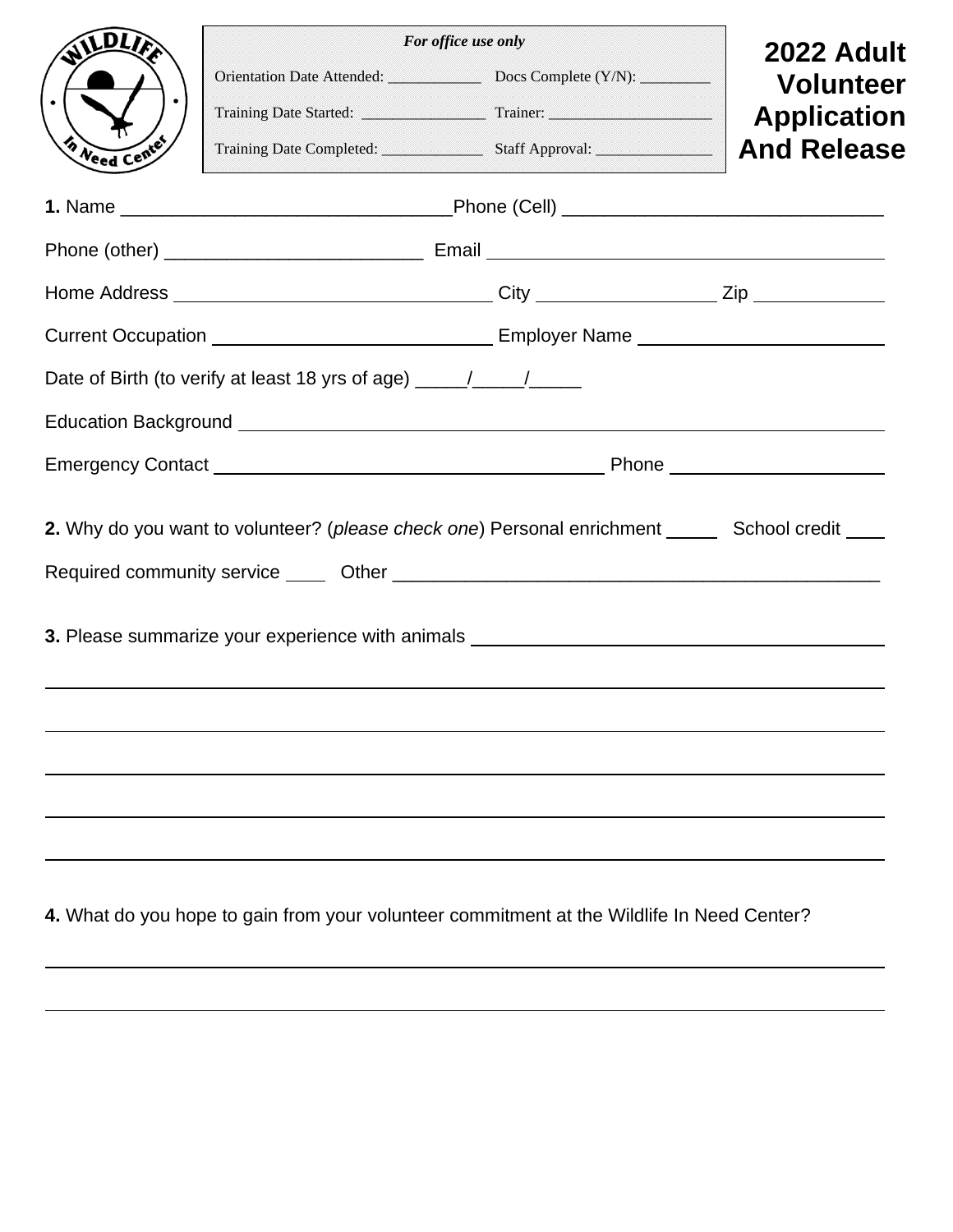# 2022 Adult Volunteer Application And Release

*For office use only*

Orientation Date Attended: ____________ Docs Complete (Y/N): _________

Training Date Started: ________________ Trainer: ____________________

Training Date Completed: _____________ Staff Approval: _______________

**1.** Name ________________________________Phone (Cell) ______________________________

Phone (other) _________________________ Email ____________________________________

Home Address ______________________________ City _________________ Zip ____________

Current Occupation __________________________ Employer Name _______________________

Date of Birth (to verify at least 18 yrs of age) _____/_____/_____

Education Background ___________________________________________________________

Emergency Contact _____________________________________ Phone ___________________

**2.** Why do you want to volunteer? (*please check one*) Personal enrichment _____ School credit ____

Required community service ____ Other ______________________________________________

**3.** Please summarize your experience with animals ________________________________________

______________________________________________________________________________

______________________________________________________________________________

______________________________________________________________________________

______________________________________________________________________________

______________________________________________________________________________

**4.** What do you hope to gain from your volunteer commitment at the Wildlife In Need Center?

______________________________________________________________________________

______________________________________________________________________________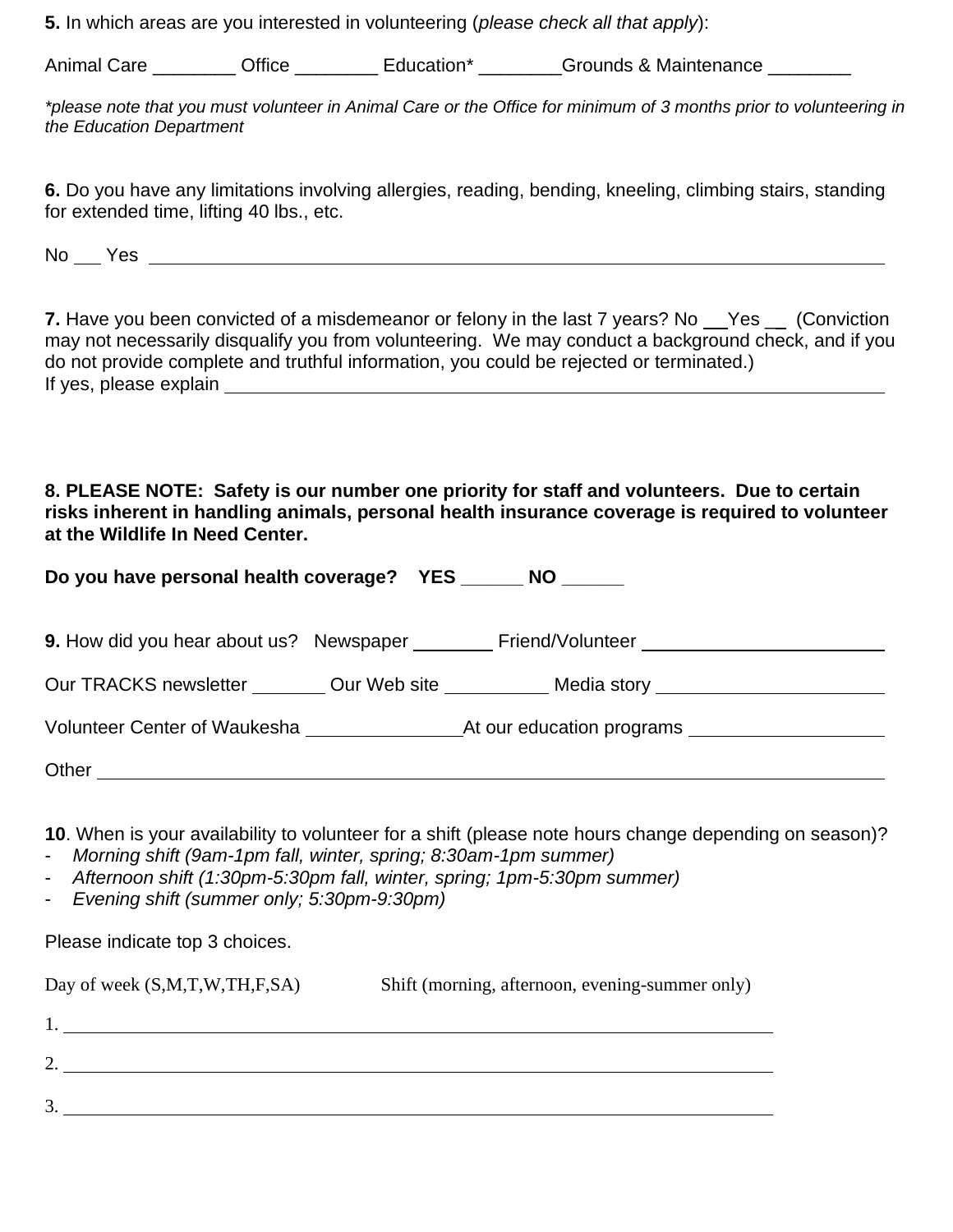**5.** In which areas are you interested in volunteering (*please check all that apply*):

Animal Care ________ Office ________ Education* ________Grounds & Maintenance ________

*\*please note that you must volunteer in Animal Care or the Office for minimum of 3 months prior to volunteering in the Education Department*

**6.** Do you have any limitations involving allergies, reading, bending, kneeling, climbing stairs, standing for extended time, lifting 40 lbs., etc.

No ___ Yes ____________________________________________________________________________

**7.** Have you been convicted of a misdemeanor or felony in the last 7 years? No ___Yes ___ (Conviction may not necessarily disqualify you from volunteering. We may conduct a background check, and if you do not provide complete and truthful information, you could be rejected or terminated.)
If yes, please explain ____________________________________________________________________

**8. PLEASE NOTE: Safety is our number one priority for staff and volunteers. Due to certain risks inherent in handling animals, personal health insurance coverage is required to volunteer at the Wildlife In Need Center.**

**Do you have personal health coverage? YES ______ NO ______**

**9.** How did you hear about us? Newspaper ________ Friend/Volunteer ________________________

Our TRACKS newsletter _______ Our Web site __________ Media story ______________________

Volunteer Center of Waukesha _______________At our education programs ___________________

Other ____________________________________________________________________________

**10**. When is your availability to volunteer for a shift (please note hours change depending on season)?
- *Morning shift (9am-1pm fall, winter, spring; 8:30am-1pm summer)*
- *Afternoon shift (1:30pm-5:30pm fall, winter, spring; 1pm-5:30pm summer)*
- *Evening shift (summer only; 5:30pm-9:30pm)*

Please indicate top 3 choices.

Day of week (S,M,T,W,TH,F,SA) Shift (morning, afternoon, evening-summer only)

1. ____________________________________________________________________________

2. ____________________________________________________________________________

3. ____________________________________________________________________________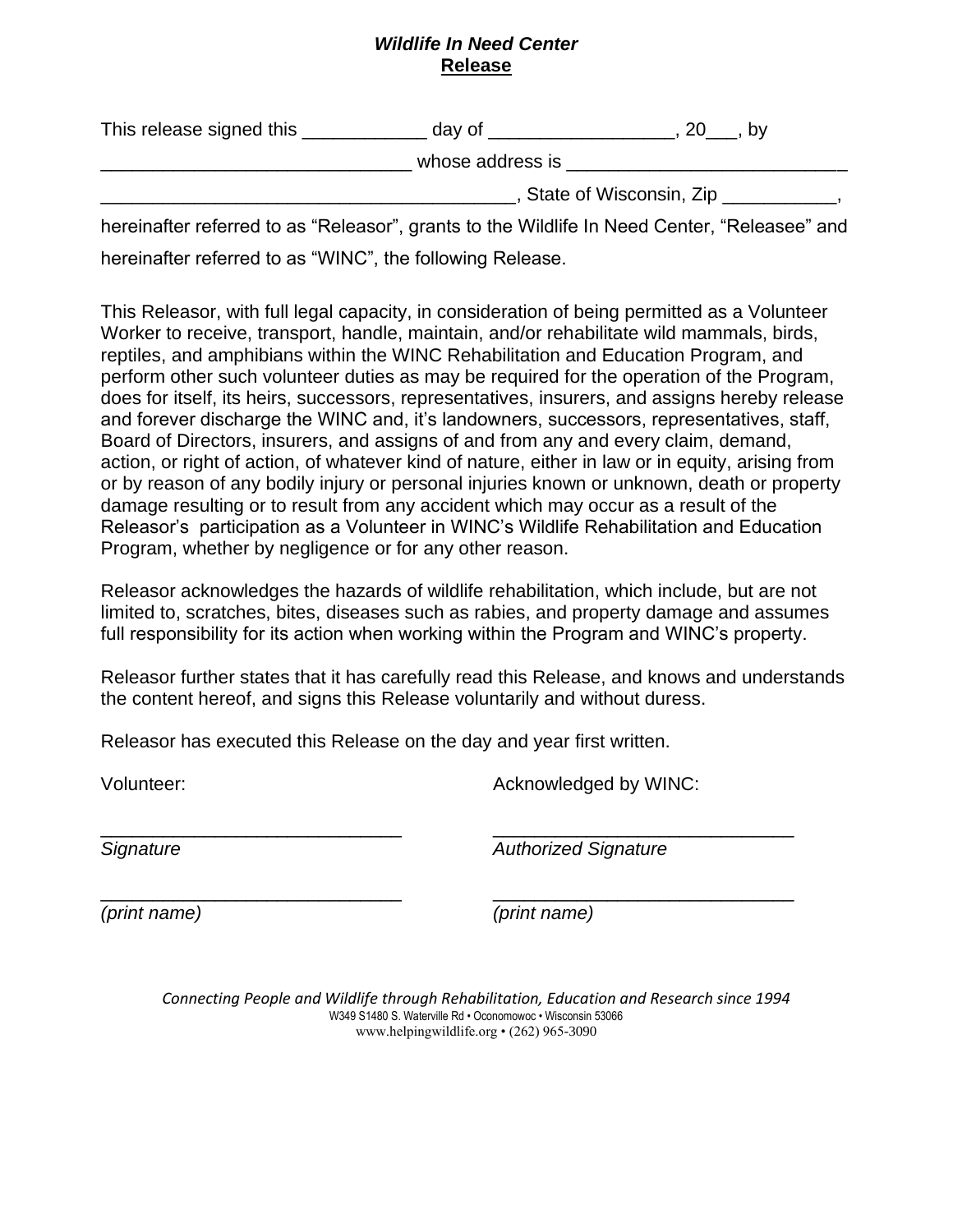***Wildlife In Need Center***
**Release**

This release signed this ____________ day of __________________, 20___, by ______________________________ whose address is ____________________________ ________________________________________, State of Wisconsin, Zip ___________, hereinafter referred to as "Releasor", grants to the Wildlife In Need Center, "Releasee" and hereinafter referred to as "WINC", the following Release.

This Releasor, with full legal capacity, in consideration of being permitted as a Volunteer Worker to receive, transport, handle, maintain, and/or rehabilitate wild mammals, birds, reptiles, and amphibians within the WINC Rehabilitation and Education Program, and perform other such volunteer duties as may be required for the operation of the Program, does for itself, its heirs, successors, representatives, insurers, and assigns hereby release and forever discharge the WINC and, it's landowners, successors, representatives, staff, Board of Directors, insurers, and assigns of and from any and every claim, demand, action, or right of action, of whatever kind of nature, either in law or in equity, arising from or by reason of any bodily injury or personal injuries known or unknown, death or property damage resulting or to result from any accident which may occur as a result of the Releasor's participation as a Volunteer in WINC's Wildlife Rehabilitation and Education Program, whether by negligence or for any other reason.

Releasor acknowledges the hazards of wildlife rehabilitation, which include, but are not limited to, scratches, bites, diseases such as rabies, and property damage and assumes full responsibility for its action when working within the Program and WINC's property.

Releasor further states that it has carefully read this Release, and knows and understands the content hereof, and signs this Release voluntarily and without duress.

Releasor has executed this Release on the day and year first written.

Volunteer:

______________________________
*Signature*

______________________________
*(print name)*

Acknowledged by WINC:

______________________________
*Authorized Signature*

______________________________
*(print name)*

*Connecting People and Wildlife through Rehabilitation, Education and Research since 1994*
W349 S1480 S. Waterville Rd • Oconomowoc • Wisconsin 53066
www.helpingwildlife.org • (262) 965-3090